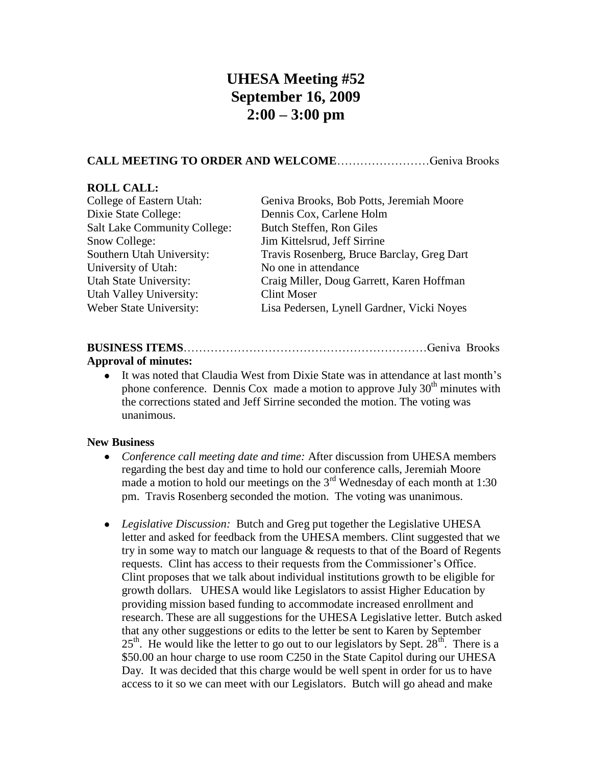# UHESA Meeting #52
# September 16, 2009
# 2:00 – 3:00 pm

**CALL MEETING TO ORDER AND WELCOME**……………………Geniva Brooks

**ROLL CALL:**

| | |
|---|---|
| College of Eastern Utah: | Geniva Brooks, Bob Potts, Jeremiah Moore |
| Dixie State College: | Dennis Cox, Carlene Holm |
| Salt Lake Community College: | Butch Steffen, Ron Giles |
| Snow College: | Jim Kittelsrud, Jeff Sirrine |
| Southern Utah University: | Travis Rosenberg, Bruce Barclay, Greg Dart |
| University of Utah: | No one in attendance |
| Utah State University: | Craig Miller, Doug Garrett, Karen Hoffman |
| Utah Valley University: | Clint Moser |
| Weber State University: | Lisa Pedersen, Lynell Gardner, Vicki Noyes |

**BUSINESS ITEMS**………………………………………………………Geniva Brooks

**Approval of minutes:**

- It was noted that Claudia West from Dixie State was in attendance at last month's phone conference. Dennis Cox made a motion to approve July 30th minutes with the corrections stated and Jeff Sirrine seconded the motion. The voting was unanimous.

**New Business**

- *Conference call meeting date and time:* After discussion from UHESA members regarding the best day and time to hold our conference calls, Jeremiah Moore made a motion to hold our meetings on the 3rd Wednesday of each month at 1:30 pm. Travis Rosenberg seconded the motion. The voting was unanimous.

- *Legislative Discussion:* Butch and Greg put together the Legislative UHESA letter and asked for feedback from the UHESA members. Clint suggested that we try in some way to match our language & requests to that of the Board of Regents requests. Clint has access to their requests from the Commissioner's Office. Clint proposes that we talk about individual institutions growth to be eligible for growth dollars. UHESA would like Legislators to assist Higher Education by providing mission based funding to accommodate increased enrollment and research. These are all suggestions for the UHESA Legislative letter. Butch asked that any other suggestions or edits to the letter be sent to Karen by September 25th. He would like the letter to go out to our legislators by Sept. 28th. There is a $50.00 an hour charge to use room C250 in the State Capitol during our UHESA Day. It was decided that this charge would be well spent in order for us to have access to it so we can meet with our Legislators. Butch will go ahead and make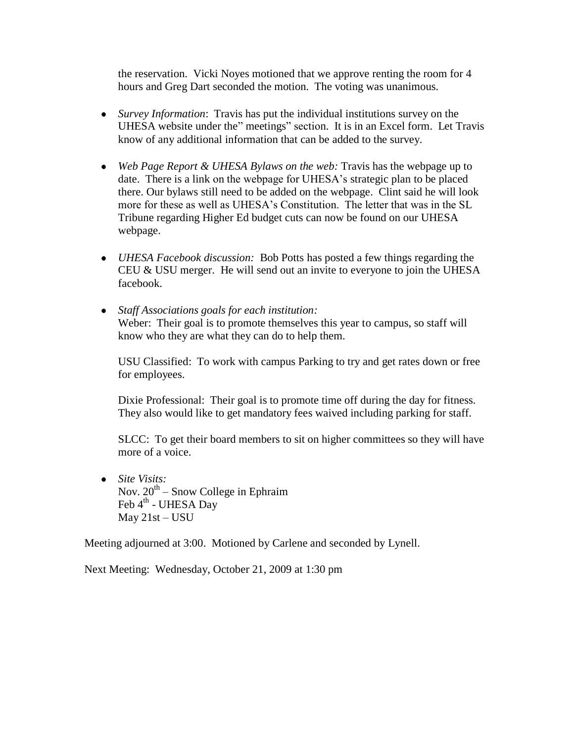the reservation. Vicki Noyes motioned that we approve renting the room for 4 hours and Greg Dart seconded the motion. The voting was unanimous.

- *Survey Information*: Travis has put the individual institutions survey on the UHESA website under the" meetings" section. It is in an Excel form. Let Travis know of any additional information that can be added to the survey.

- *Web Page Report & UHESA Bylaws on the web:* Travis has the webpage up to date. There is a link on the webpage for UHESA's strategic plan to be placed there. Our bylaws still need to be added on the webpage. Clint said he will look more for these as well as UHESA's Constitution. The letter that was in the SL Tribune regarding Higher Ed budget cuts can now be found on our UHESA webpage.

- *UHESA Facebook discussion:* Bob Potts has posted a few things regarding the CEU & USU merger. He will send out an invite to everyone to join the UHESA facebook.

- *Staff Associations goals for each institution:*
  Weber: Their goal is to promote themselves this year to campus, so staff will know who they are what they can do to help them.

  USU Classified: To work with campus Parking to try and get rates down or free for employees.

  Dixie Professional: Their goal is to promote time off during the day for fitness. They also would like to get mandatory fees waived including parking for staff.

  SLCC: To get their board members to sit on higher committees so they will have more of a voice.

- *Site Visits:*
  Nov. 20th – Snow College in Ephraim
  Feb 4th - UHESA Day
  May 21st – USU

Meeting adjourned at 3:00. Motioned by Carlene and seconded by Lynell.

Next Meeting: Wednesday, October 21, 2009 at 1:30 pm